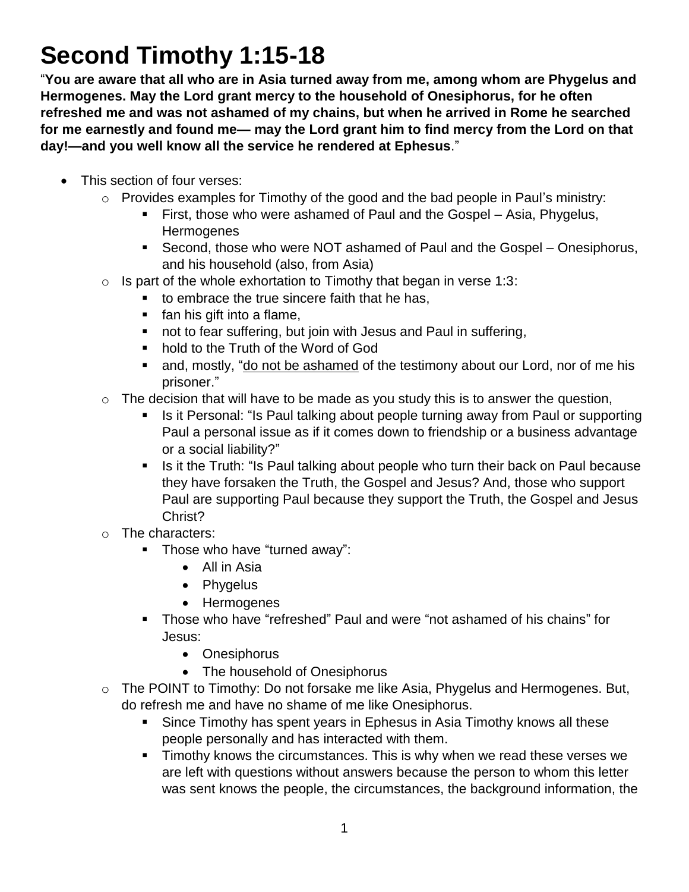# Second Timothy 1:15-18

"**You are aware that all who are in Asia turned away from me, among whom are Phygelus and Hermogenes. May the Lord grant mercy to the household of Onesiphorus, for he often refreshed me and was not ashamed of my chains, but when he arrived in Rome he searched for me earnestly and found me— may the Lord grant him to find mercy from the Lord on that day!—and you well know all the service he rendered at Ephesus**."

- This section of four verses:
  - Provides examples for Timothy of the good and the bad people in Paul's ministry:
    - First, those who were ashamed of Paul and the Gospel – Asia, Phygelus, Hermogenes
    - Second, those who were NOT ashamed of Paul and the Gospel – Onesiphorus, and his household (also, from Asia)
  - Is part of the whole exhortation to Timothy that began in verse 1:3:
    - to embrace the true sincere faith that he has,
    - fan his gift into a flame,
    - not to fear suffering, but join with Jesus and Paul in suffering,
    - hold to the Truth of the Word of God
    - and, mostly, "<u>do not be ashamed</u> of the testimony about our Lord, nor of me his prisoner."
  - The decision that will have to be made as you study this is to answer the question,
    - Is it Personal: "Is Paul talking about people turning away from Paul or supporting Paul a personal issue as if it comes down to friendship or a business advantage or a social liability?"
    - Is it the Truth: "Is Paul talking about people who turn their back on Paul because they have forsaken the Truth, the Gospel and Jesus? And, those who support Paul are supporting Paul because they support the Truth, the Gospel and Jesus Christ?
  - The characters:
    - Those who have "turned away":
      - All in Asia
      - Phygelus
      - Hermogenes
    - Those who have "refreshed" Paul and were "not ashamed of his chains" for Jesus:
      - Onesiphorus
      - The household of Onesiphorus
  - The POINT to Timothy: Do not forsake me like Asia, Phygelus and Hermogenes. But, do refresh me and have no shame of me like Onesiphorus.
    - Since Timothy has spent years in Ephesus in Asia Timothy knows all these people personally and has interacted with them.
    - Timothy knows the circumstances. This is why when we read these verses we are left with questions without answers because the person to whom this letter was sent knows the people, the circumstances, the background information, the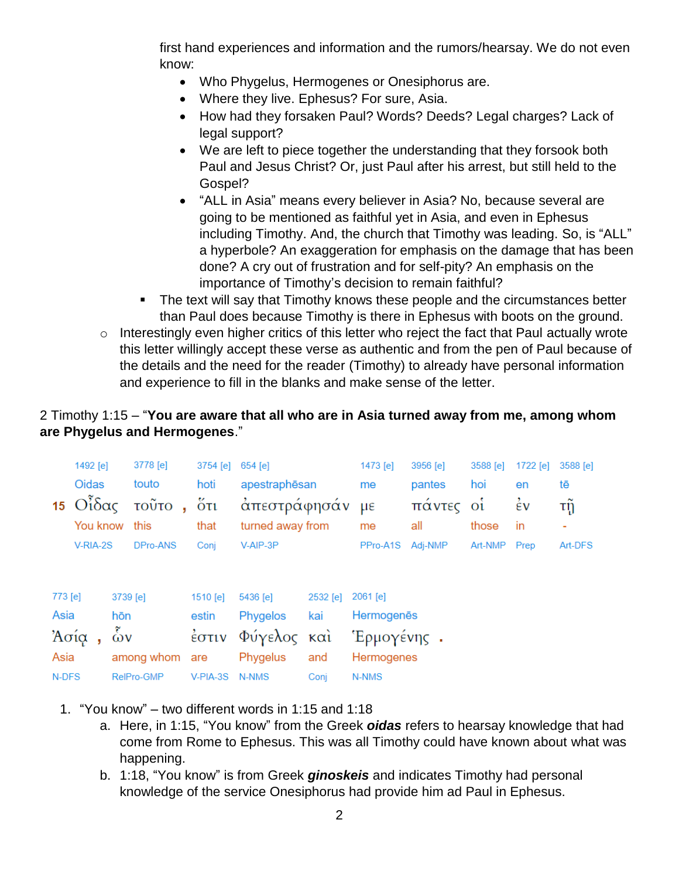first hand experiences and information and the rumors/hearsay. We do not even know:

- Who Phygelus, Hermogenes or Onesiphorus are.
- Where they live. Ephesus? For sure, Asia.
- How had they forsaken Paul? Words? Deeds? Legal charges? Lack of legal support?
- We are left to piece together the understanding that they forsook both Paul and Jesus Christ? Or, just Paul after his arrest, but still held to the Gospel?
- "ALL in Asia" means every believer in Asia? No, because several are going to be mentioned as faithful yet in Asia, and even in Ephesus including Timothy. And, the church that Timothy was leading. So, is "ALL" a hyperbole? An exaggeration for emphasis on the damage that has been done? A cry out of frustration and for self-pity? An emphasis on the importance of Timothy's decision to remain faithful?

▪ The text will say that Timothy knows these people and the circumstances better than Paul does because Timothy is there in Ephesus with boots on the ground.

○ Interestingly even higher critics of this letter who reject the fact that Paul actually wrote this letter willingly accept these verse as authentic and from the pen of Paul because of the details and the need for the reader (Timothy) to already have personal information and experience to fill in the blanks and make sense of the letter.

2 Timothy 1:15 – "**You are aware that all who are in Asia turned away from me, among whom are Phygelus and Hermogenes**."

| | | | | | | | | | |
|---|---|---|---|---|---|---|---|---|---|
| | 1492 [e] | 3778 [e] | 3754 [e] | 654 [e] | 1473 [e] | 3956 [e] | 3588 [e] | 1722 [e] | 3588 [e] |
| | Oidas | touto | hoti | apestraphēsan | me | pantes | hoi | en | tē |
| 15 | Οἶδας | τοῦτο , | ὅτι | ἀπεστράφησάν | με | πάντες | οἱ | ἐν | τῇ |
| | You know | this | that | turned away from | me | all | those | in | - |
| | V-RIA-2S | DPro-ANS | Conj | V-AIP-3P | PPro-A1S | Adj-NMP | Art-NMP | Prep | Art-DFS |

| | | | | | |
|---|---|---|---|---|---|
| 773 [e] | 3739 [e] | 1510 [e] | 5436 [e] | 2532 [e] | 2061 [e] |
| Asia | hōn | estin | Phygelos | kai | Hermogenēs |
| Ἀσίᾳ , | ὧν | ἐστιν | Φύγελος | καὶ | Ἑρμογένης . |
| Asia | among whom | are | Phygelus | and | Hermogenes |
| N-DFS | RelPro-GMP | V-PIA-3S | N-NMS | Conj | N-NMS |

1. "You know" – two different words in 1:15 and 1:18
   a. Here, in 1:15, "You know" from the Greek ***oidas*** refers to hearsay knowledge that had come from Rome to Ephesus. This was all Timothy could have known about what was happening.
   b. 1:18, "You know" is from Greek ***ginoskeis*** and indicates Timothy had personal knowledge of the service Onesiphorus had provide him ad Paul in Ephesus.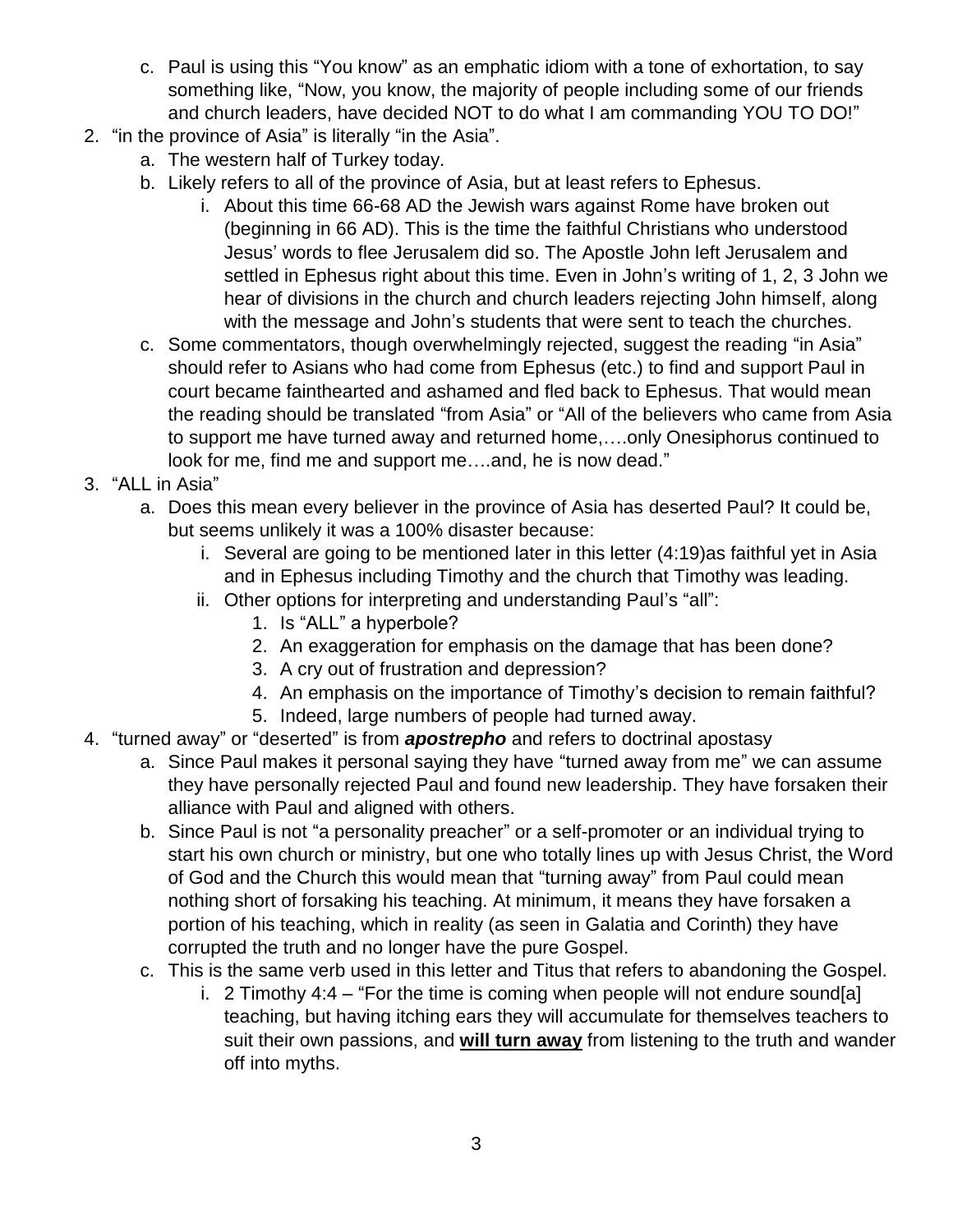c. Paul is using this “You know” as an emphatic idiom with a tone of exhortation, to say something like, “Now, you know, the majority of people including some of our friends and church leaders, have decided NOT to do what I am commanding YOU TO DO!”

2. “in the province of Asia” is literally “in the Asia”.
   a. The western half of Turkey today.
   b. Likely refers to all of the province of Asia, but at least refers to Ephesus.
      i. About this time 66-68 AD the Jewish wars against Rome have broken out (beginning in 66 AD). This is the time the faithful Christians who understood Jesus’ words to flee Jerusalem did so. The Apostle John left Jerusalem and settled in Ephesus right about this time. Even in John’s writing of 1, 2, 3 John we hear of divisions in the church and church leaders rejecting John himself, along with the message and John’s students that were sent to teach the churches.
   c. Some commentators, though overwhelmingly rejected, suggest the reading “in Asia” should refer to Asians who had come from Ephesus (etc.) to find and support Paul in court became fainthearted and ashamed and fled back to Ephesus. That would mean the reading should be translated “from Asia” or “All of the believers who came from Asia to support me have turned away and returned home,….only Onesiphorus continued to look for me, find me and support me….and, he is now dead.”

3. “ALL in Asia”
   a. Does this mean every believer in the province of Asia has deserted Paul? It could be, but seems unlikely it was a 100% disaster because:
      i. Several are going to be mentioned later in this letter (4:19)as faithful yet in Asia and in Ephesus including Timothy and the church that Timothy was leading.
      ii. Other options for interpreting and understanding Paul’s “all”:
         1. Is “ALL” a hyperbole?
         2. An exaggeration for emphasis on the damage that has been done?
         3. A cry out of frustration and depression?
         4. An emphasis on the importance of Timothy’s decision to remain faithful?
         5. Indeed, large numbers of people had turned away.

4. “turned away” or “deserted” is from ***apostrepho*** and refers to doctrinal apostasy
   a. Since Paul makes it personal saying they have “turned away from me” we can assume they have personally rejected Paul and found new leadership. They have forsaken their alliance with Paul and aligned with others.
   b. Since Paul is not “a personality preacher” or a self-promoter or an individual trying to start his own church or ministry, but one who totally lines up with Jesus Christ, the Word of God and the Church this would mean that “turning away” from Paul could mean nothing short of forsaking his teaching. At minimum, it means they have forsaken a portion of his teaching, which in reality (as seen in Galatia and Corinth) they have corrupted the truth and no longer have the pure Gospel.
   c. This is the same verb used in this letter and Titus that refers to abandoning the Gospel.
      i. 2 Timothy 4:4 – “For the time is coming when people will not endure sound[a] teaching, but having itching ears they will accumulate for themselves teachers to suit their own passions, and **will turn away** from listening to the truth and wander off into myths.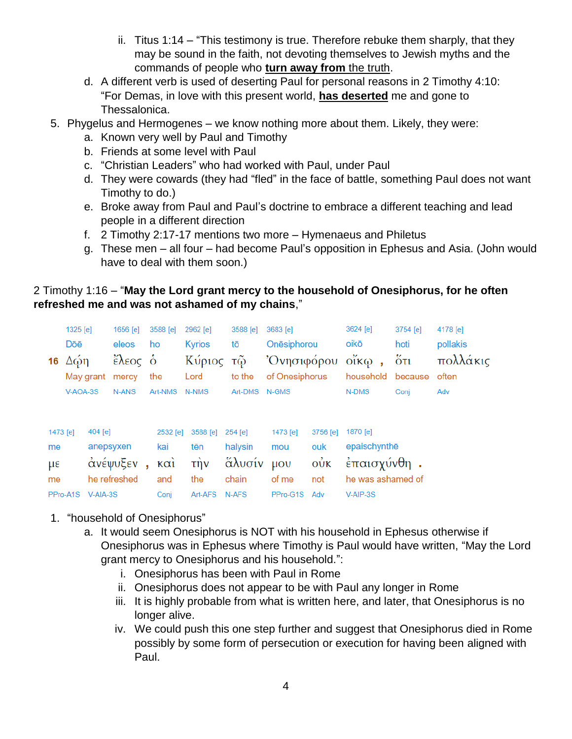ii. Titus 1:14 – "This testimony is true. Therefore rebuke them sharply, that they may be sound in the faith, not devoting themselves to Jewish myths and the commands of people who **turn away from** the truth.

d. A different verb is used of deserting Paul for personal reasons in 2 Timothy 4:10: "For Demas, in love with this present world, **has deserted** me and gone to Thessalonica.

5. Phygelus and Hermogenes – we know nothing more about them. Likely, they were:
   a. Known very well by Paul and Timothy
   b. Friends at some level with Paul
   c. "Christian Leaders" who had worked with Paul, under Paul
   d. They were cowards (they had "fled" in the face of battle, something Paul does not want Timothy to do.)
   e. Broke away from Paul and Paul's doctrine to embrace a different teaching and lead people in a different direction
   f. 2 Timothy 2:17-17 mentions two more – Hymenaeus and Philetus
   g. These men – all four – had become Paul's opposition in Ephesus and Asia. (John would have to deal with them soon.)

2 Timothy 1:16 – "**May the Lord grant mercy to the household of Onesiphorus, for he often refreshed me and was not ashamed of my chains**,"

| 16 | | | | | | | | | |
|---|---|---|---|---|---|---|---|---|---|
| 1325 [e] | 1656 [e] | 3588 [e] | 2962 [e] | 3588 [e] | 3683 [e] | 3624 [e] | 3754 [e] | 4178 [e] |
| Dōē | eleos | ho | Kyrios | tō | Onēsiphorou | oikō | hoti | pollakis |
| Δῴη | ἔλεος | ὁ | Κύριος | τῷ | Ὀνησιφόρου | οἴκῳ , | ὅτι | πολλάκις |
| May grant | mercy | the | Lord | to the | of Onesiphorus | household | because | often |
| V-AOA-3S | N-ANS | Art-NMS | N-NMS | Art-DMS | N-GMS | N-DMS | Conj | Adv |

| | | | | | | | |
|---|---|---|---|---|---|---|---|
| 1473 [e] | 404 [e] | 2532 [e] | 3588 [e] | 254 [e] | 1473 [e] | 3756 [e] | 1870 [e] |
| me | anepsyxen | kai | tēn | halysin | mou | ouk | epaischynthē |
| με | ἀνέψυξεν , | καὶ | τὴν | ἅλυσίν | μου | οὐκ | ἐπαισχύνθη . |
| me | he refreshed | and | the | chain | of me | not | he was ashamed of |
| PPro-A1S | V-AIA-3S | Conj | Art-AFS | N-AFS | PPro-G1S | Adv | V-AIP-3S |

1. "household of Onesiphorus"
   a. It would seem Onesiphorus is NOT with his household in Ephesus otherwise if Onesiphorus was in Ephesus where Timothy is Paul would have written, "May the Lord grant mercy to Onesiphorus and his household.":
      i. Onesiphorus has been with Paul in Rome
      ii. Onesiphorus does not appear to be with Paul any longer in Rome
      iii. It is highly probable from what is written here, and later, that Onesiphorus is no longer alive.
      iv. We could push this one step further and suggest that Onesiphorus died in Rome possibly by some form of persecution or execution for having been aligned with Paul.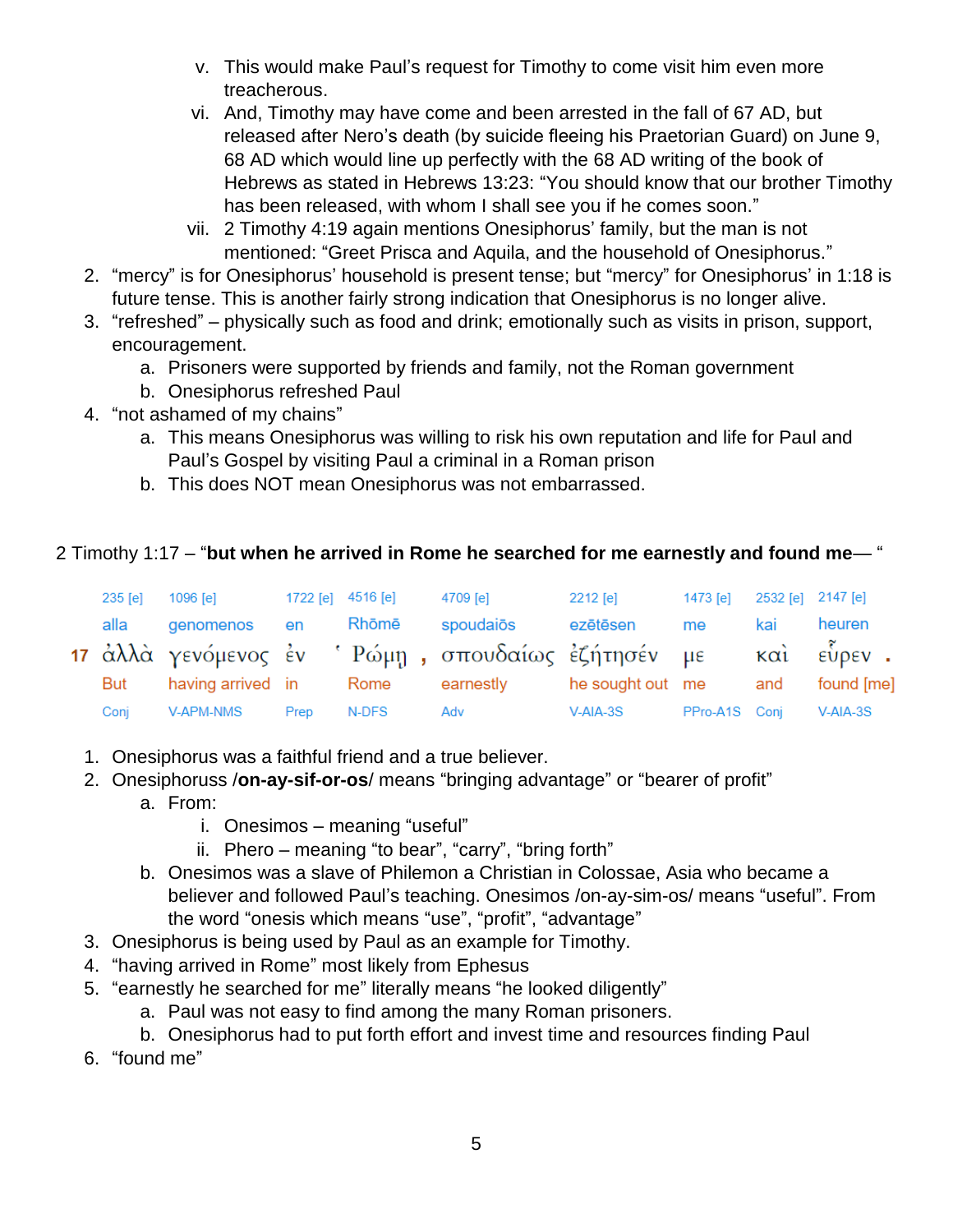v. This would make Paul's request for Timothy to come visit him even more treacherous.
  vi. And, Timothy may have come and been arrested in the fall of 67 AD, but released after Nero's death (by suicide fleeing his Praetorian Guard) on June 9, 68 AD which would line up perfectly with the 68 AD writing of the book of Hebrews as stated in Hebrews 13:23: "You should know that our brother Timothy has been released, with whom I shall see you if he comes soon."
  vii. 2 Timothy 4:19 again mentions Onesiphorus' family, but the man is not mentioned: "Greet Prisca and Aquila, and the household of Onesiphorus."

2. "mercy" is for Onesiphorus' household is present tense; but "mercy" for Onesiphorus' in 1:18 is future tense. This is another fairly strong indication that Onesiphorus is no longer alive.
3. "refreshed" – physically such as food and drink; emotionally such as visits in prison, support, encouragement.
   a. Prisoners were supported by friends and family, not the Roman government
   b. Onesiphorus refreshed Paul
4. "not ashamed of my chains"
   a. This means Onesiphorus was willing to risk his own reputation and life for Paul and Paul's Gospel by visiting Paul a criminal in a Roman prison
   b. This does NOT mean Onesiphorus was not embarrassed.

2 Timothy 1:17 – "**but when he arrived in Rome he searched for me earnestly and found me**— "

| | 235 [e] | 1096 [e] | 1722 [e] | 4516 [e] | 4709 [e] | 2212 [e] | 1473 [e] | 2532 [e] | 2147 [e] |
|---|---|---|---|---|---|---|---|---|---|
| | alla | genomenos | en | Rhōmē | spoudaiōs | ezētēsen | me | kai | heuren |
| 17 | ἀλλὰ | γενόμενος | ἐν | Ῥώμῃ , | σπουδαίως | ἐζήτησέν | με | καὶ | εὗρεν . |
| | But | having arrived | in | Rome | earnestly | he sought out | me | and | found [me] |
| | Conj | V-APM-NMS | Prep | N-DFS | Adv | V-AIA-3S | PPro-A1S | Conj | V-AIA-3S |

1. Onesiphorus was a faithful friend and a true believer.
2. Onesiphoruss /**on-ay-sif-or-os**/ means "bringing advantage" or "bearer of profit"
   a. From:
      i. Onesimos – meaning "useful"
      ii. Phero – meaning "to bear", "carry", "bring forth"
   b. Onesimos was a slave of Philemon a Christian in Colossae, Asia who became a believer and followed Paul's teaching. Onesimos /on-ay-sim-os/ means "useful". From the word "onesis which means "use", "profit", "advantage"
3. Onesiphorus is being used by Paul as an example for Timothy.
4. "having arrived in Rome" most likely from Ephesus
5. "earnestly he searched for me" literally means "he looked diligently"
   a. Paul was not easy to find among the many Roman prisoners.
   b. Onesiphorus had to put forth effort and invest time and resources finding Paul
6. "found me"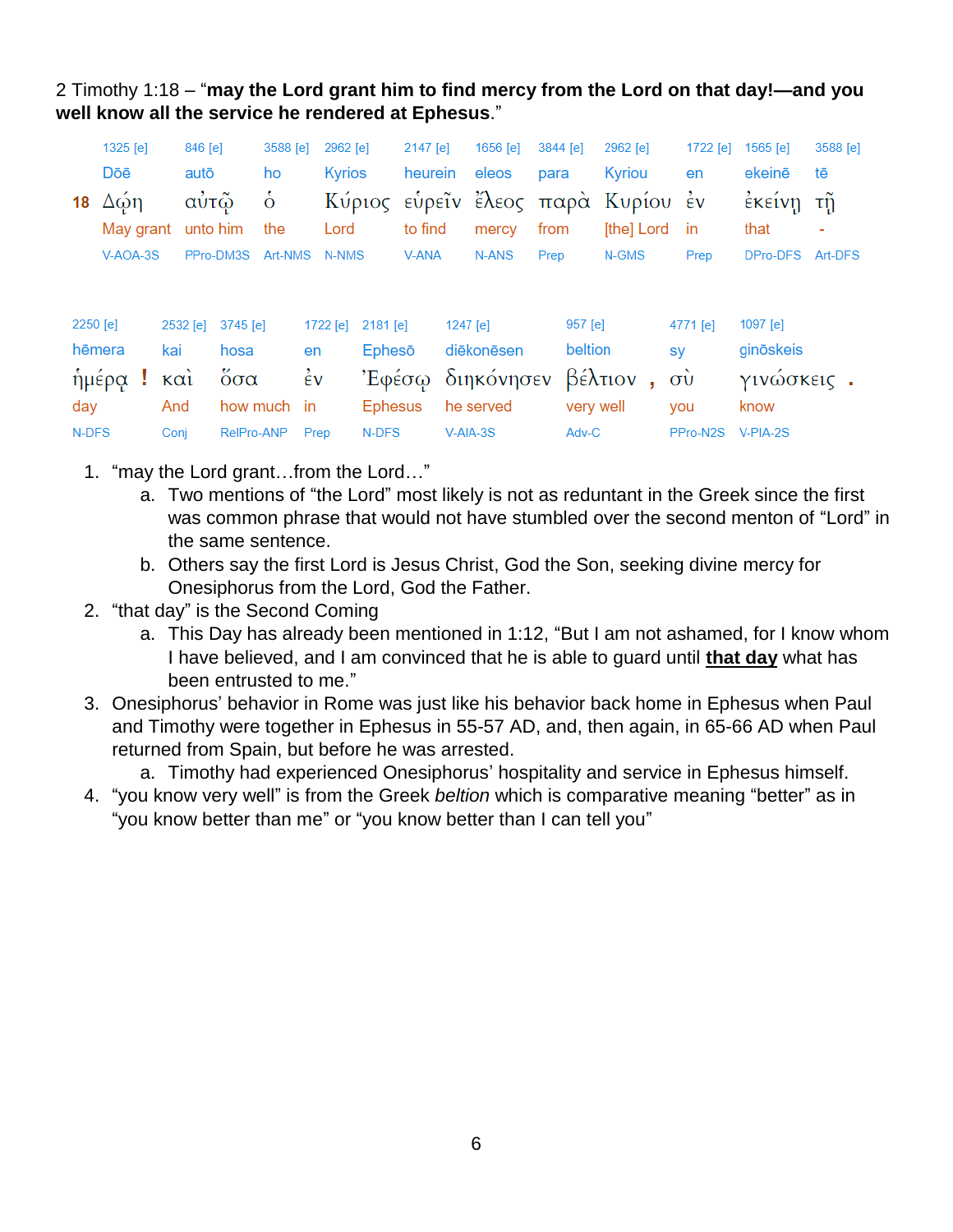2 Timothy 1:18 – “**may the Lord grant him to find mercy from the Lord on that day!—and you well know all the service he rendered at Ephesus**.”

| | | | | | | | | | | | |
|---|---|---|---|---|---|---|---|---|---|---|---|
| 1325 [e] | 846 [e] | 3588 [e] | 2962 [e] | 2147 [e] | 1656 [e] | 3844 [e] | 2962 [e] | 1722 [e] | 1565 [e] | 3588 [e] | |
| Dōē | autō | ho | Kyrios | heurein | eleos | para | Kyriou | en | ekeinē | tē | |
| 18 Δῴη | αὐτῷ | ὁ | Κύριος | εὑρεῖν | ἔλεος | παρὰ | Κυρίου | ἐν | ἐκείνῃ | τῇ | |
| May grant | unto him | the | Lord | to find | mercy | from | [the] Lord | in | that | - | |
| V-AOA-3S | PPro-DM3S | Art-NMS | N-NMS | V-ANA | N-ANS | Prep | N-GMS | Prep | DPro-DFS | Art-DFS | |

| | | | | | | | | | |
|---|---|---|---|---|---|---|---|---|---|
| 2250 [e] | 2532 [e] | 3745 [e] | 1722 [e] | 2181 [e] | 1247 [e] | 957 [e] | 4771 [e] | 1097 [e] | |
| hēmera | kai | hosa | en | Ephesō | diēkonēsen | beltion | sy | ginōskeis | |
| ἡμέρᾳ ! | καὶ | ὅσα | ἐν | Ἐφέσῳ | διηκόνησεν | βέλτιον , | σὺ | γινώσκεις . | |
| day | And | how much | in | Ephesus | he served | very well | you | know | |
| N-DFS | Conj | RelPro-ANP | Prep | N-DFS | V-AIA-3S | Adv-C | PPro-N2S | V-PIA-2S | |

1. “may the Lord grant…from the Lord…”
   a. Two mentions of “the Lord” most likely is not as reduntant in the Greek since the first was common phrase that would not have stumbled over the second menton of “Lord” in the same sentence.
   b. Others say the first Lord is Jesus Christ, God the Son, seeking divine mercy for Onesiphorus from the Lord, God the Father.
2. “that day” is the Second Coming
   a. This Day has already been mentioned in 1:12, “But I am not ashamed, for I know whom I have believed, and I am convinced that he is able to guard until **<u>that day</u>** what has been entrusted to me.”
3. Onesiphorus’ behavior in Rome was just like his behavior back home in Ephesus when Paul and Timothy were together in Ephesus in 55-57 AD, and, then again, in 65-66 AD when Paul returned from Spain, but before he was arrested.
   a. Timothy had experienced Onesiphorus’ hospitality and service in Ephesus himself.
4. “you know very well” is from the Greek *beltion* which is comparative meaning “better” as in “you know better than me” or “you know better than I can tell you”